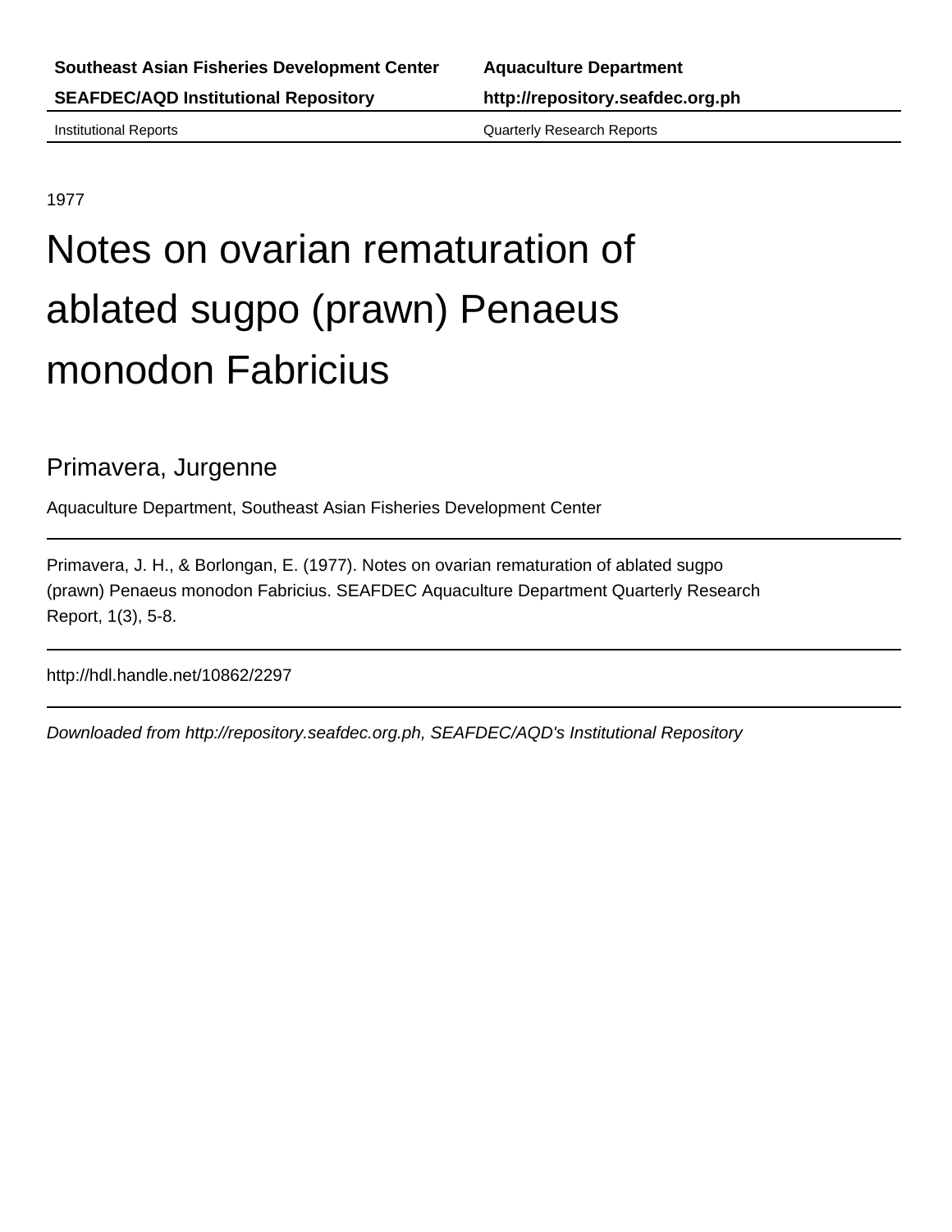**Southeast Asian Fisheries Development Center** **Aquaculture Department**

**SEAFDEC/AQD Institutional Repository** **http://repository.seafdec.org.ph**

Institutional Reports Quarterly Research Reports

1977

# Notes on ovarian rematuration of ablated sugpo (prawn) Penaeus monodon Fabricius

## Primavera, Jurgenne

Aquaculture Department, Southeast Asian Fisheries Development Center

Primavera, J. H., & Borlongan, E. (1977). Notes on ovarian rematuration of ablated sugpo (prawn) Penaeus monodon Fabricius. SEAFDEC Aquaculture Department Quarterly Research Report, 1(3), 5-8.

http://hdl.handle.net/10862/2297

*Downloaded from http://repository.seafdec.org.ph, SEAFDEC/AQD's Institutional Repository*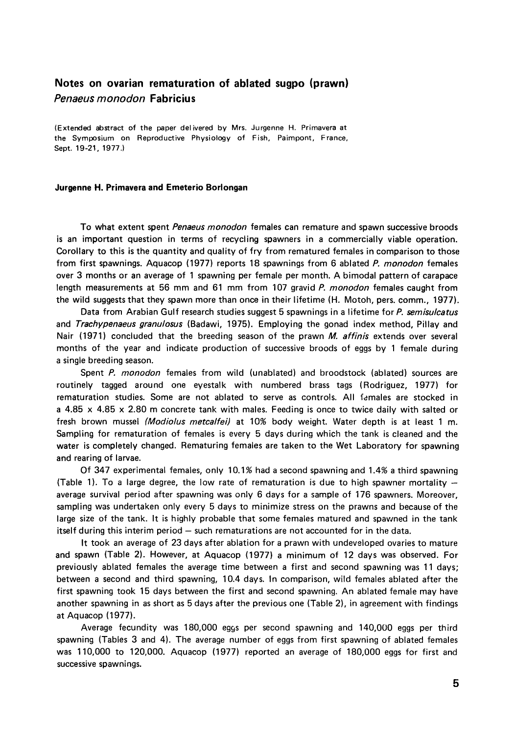## Notes on ovarian rematuration of ablated sugpo (prawn) *Penaeus monodon* Fabricius

(Extended abstract of the paper delivered by Mrs. Jurgenne H. Primavera at the Symposium on Reproductive Physiology of Fish, Paimpont, France, Sept. 19-21, 1977.)

**Jurgenne H. Primavera and Emeterio Borlongan**

To what extent spent *Penaeus monodon* females can remature and spawn successive broods is an important question in terms of recycling spawners in a commercially viable operation. Corollary to this is the quantity and quality of fry from rematured females in comparison to those from first spawnings. Aquacop (1977) reports 18 spawnings from 6 ablated *P. monodon* females over 3 months or an average of 1 spawning per female per month. A bimodal pattern of carapace length measurements at 56 mm and 61 mm from 107 gravid *P. monodon* females caught from the wild suggests that they spawn more than once in their lifetime (H. Motoh, pers. comm., 1977).

Data from Arabian Gulf research studies suggest 5 spawnings in a lifetime for *P. semisulcatus* and *Trachypenaeus granulosus* (Badawi, 1975). Employing the gonad index method, Pillay and Nair (1971) concluded that the breeding season of the prawn *M. affinis* extends over several months of the year and indicate production of successive broods of eggs by 1 female during a single breeding season.

Spent *P. monodon* females from wild (unablated) and broodstock (ablated) sources are routinely tagged around one eyestalk with numbered brass tags (Rodriguez, 1977) for rematuration studies. Some are not ablated to serve as controls. All females are stocked in a 4.85 x 4.85 x 2.80 m concrete tank with males. Feeding is once to twice daily with salted or fresh brown mussel *(Modiolus metcalfei)* at 10% body weight. Water depth is at least 1 m. Sampling for rematuration of females is every 5 days during which the tank is cleaned and the water is completely changed. Rematuring females are taken to the Wet Laboratory for spawning and rearing of larvae.

Of 347 experimental females, only 10.1% had a second spawning and 1.4% a third spawning (Table 1). To a large degree, the low rate of rematuration is due to high spawner mortality – average survival period after spawning was only 6 days for a sample of 176 spawners. Moreover, sampling was undertaken only every 5 days to minimize stress on the prawns and because of the large size of the tank. It is highly probable that some females matured and spawned in the tank itself during this interim period – such rematurations are not accounted for in the data.

It took an average of 23 days after ablation for a prawn with undeveloped ovaries to mature and spawn (Table 2). However, at Aquacop (1977) a minimum of 12 days was observed. For previously ablated females the average time between a first and second spawning was 11 days; between a second and third spawning, 10.4 days. In comparison, wild females ablated after the first spawning took 15 days between the first and second spawning. An ablated female may have another spawning in as short as 5 days after the previous one (Table 2), in agreement with findings at Aquacop (1977).

Average fecundity was 180,000 eggs per second spawning and 140,000 eggs per third spawning (Tables 3 and 4). The average number of eggs from first spawning of ablated females was 110,000 to 120,000. Aquacop (1977) reported an average of 180,000 eggs for first and successive spawnings.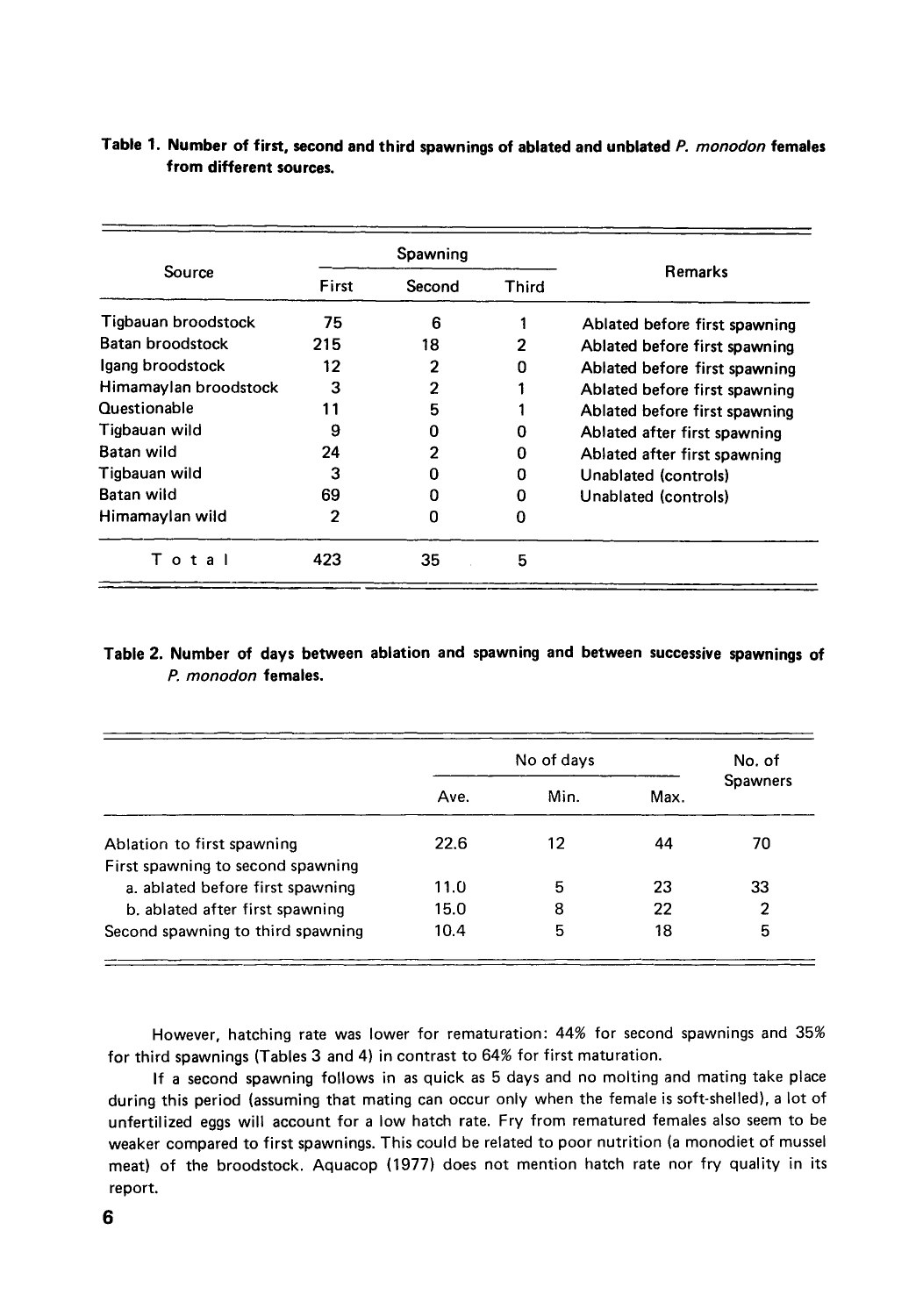**Table 1. Number of first, second and third spawnings of ablated and unblated *P. monodon* females from different sources.**

| Source | Spawning | | | Remarks |
|---|---|---|---|---|
| | First | Second | Third | |
| Tigbauan broodstock | 75 | 6 | 1 | Ablated before first spawning |
| Batan broodstock | 215 | 18 | 2 | Ablated before first spawning |
| Igang broodstock | 12 | 2 | 0 | Ablated before first spawning |
| Himamaylan broodstock | 3 | 2 | 1 | Ablated before first spawning |
| Questionable | 11 | 5 | 1 | Ablated before first spawning |
| Tigbauan wild | 9 | 0 | 0 | Ablated after first spawning |
| Batan wild | 24 | 2 | 0 | Ablated after first spawning |
| Tigbauan wild | 3 | 0 | 0 | Unablated (controls) |
| Batan wild | 69 | 0 | 0 | Unablated (controls) |
| Himamaylan wild | 2 | 0 | 0 | |
| Total | 423 | 35 | 5 | |

**Table 2. Number of days between ablation and spawning and between successive spawnings of *P. monodon* females.**

| | No of days | | | No. of Spawners |
|---|---|---|---|---|
| | Ave. | Min. | Max. | |
| Ablation to first spawning | 22.6 | 12 | 44 | 70 |
| First spawning to second spawning | | | | |
| a. ablated before first spawning | 11.0 | 5 | 23 | 33 |
| b. ablated after first spawning | 15.0 | 8 | 22 | 2 |
| Second spawning to third spawning | 10.4 | 5 | 18 | 5 |

However, hatching rate was lower for rematuration: 44% for second spawnings and 35% for third spawnings (Tables 3 and 4) in contrast to 64% for first maturation.

If a second spawning follows in as quick as 5 days and no molting and mating take place during this period (assuming that mating can occur only when the female is soft-shelled), a lot of unfertilized eggs will account for a low hatch rate. Fry from rematured females also seem to be weaker compared to first spawnings. This could be related to poor nutrition (a monodiet of mussel meat) of the broodstock. Aquacop (1977) does not mention hatch rate nor fry quality in its report.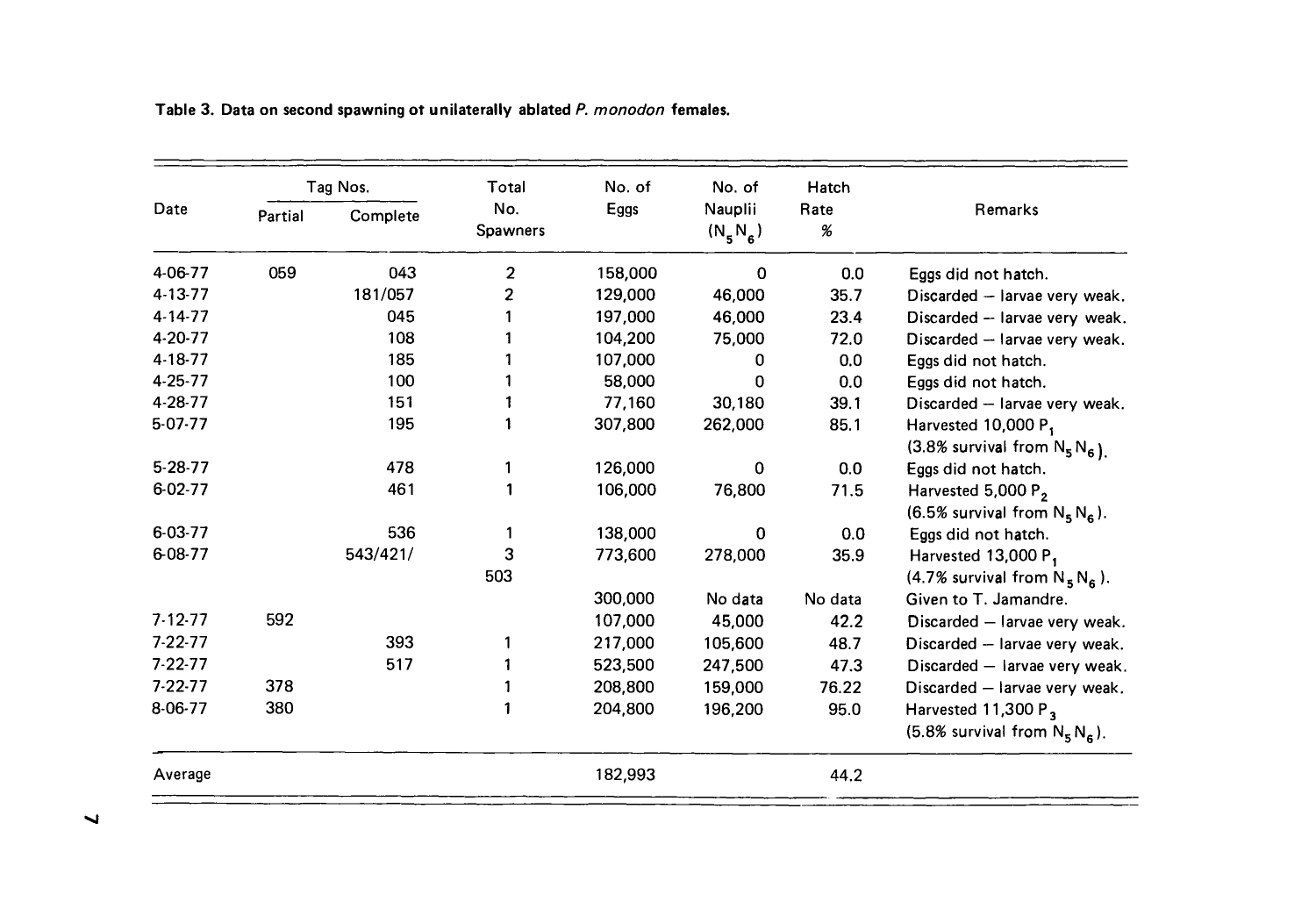**Table 3. Data on second spawning of unilaterally ablated *P. monodon* females.**

| Date | Tag Nos. | | Total No. Spawners | No. of Eggs | No. of Nauplii ($N_5N_6$) | Hatch Rate % | Remarks |
|---|---|---|---|---|---|---|---|
| | Partial | Complete | | | | | |
| 4-06-77 | 059 | 043 | 2 | 158,000 | 0 | 0.0 | Eggs did not hatch. |
| 4-13-77 | | 181/057 | 2 | 129,000 | 46,000 | 35.7 | Discarded – larvae very weak. |
| 4-14-77 | | 045 | 1 | 197,000 | 46,000 | 23.4 | Discarded – larvae very weak. |
| 4-20-77 | | 108 | 1 | 104,200 | 75,000 | 72.0 | Discarded – larvae very weak. |
| 4-18-77 | | 185 | 1 | 107,000 | 0 | 0.0 | Eggs did not hatch. |
| 4-25-77 | | 100 | 1 | 58,000 | 0 | 0.0 | Eggs did not hatch. |
| 4-28-77 | | 151 | 1 | 77,160 | 30,180 | 39.1 | Discarded – larvae very weak. |
| 5-07-77 | | 195 | 1 | 307,800 | 262,000 | 85.1 | Harvested 10,000 $P_1$ (3.8% survival from $N_5N_6$). |
| 5-28-77 | | 478 | 1 | 126,000 | 0 | 0.0 | Eggs did not hatch. |
| 6-02-77 | | 461 | 1 | 106,000 | 76,800 | 71.5 | Harvested 5,000 $P_2$ (6.5% survival from $N_5N_6$). |
| 6-03-77 | | 536 | 1 | 138,000 | 0 | 0.0 | Eggs did not hatch. |
| 6-08-77 | | 543/421/ 503 | 3 | 773,600 | 278,000 | 35.9 | Harvested 13,000 $P_1$ (4.7% survival from $N_5N_6$). |
| | | | | 300,000 | No data | No data | Given to T. Jamandre. |
| 7-12-77 | 592 | | | 107,000 | 45,000 | 42.2 | Discarded – larvae very weak. |
| 7-22-77 | | 393 | 1 | 217,000 | 105,600 | 48.7 | Discarded – larvae very weak. |
| 7-22-77 | | 517 | 1 | 523,500 | 247,500 | 47.3 | Discarded – larvae very weak. |
| 7-22-77 | 378 | | 1 | 208,800 | 159,000 | 76.22 | Discarded – larvae very weak. |
| 8-06-77 | 380 | | 1 | 204,800 | 196,200 | 95.0 | Harvested 11,300 $P_3$ (5.8% survival from $N_5N_6$). |
| Average | | | | 182,993 | | 44.2 | |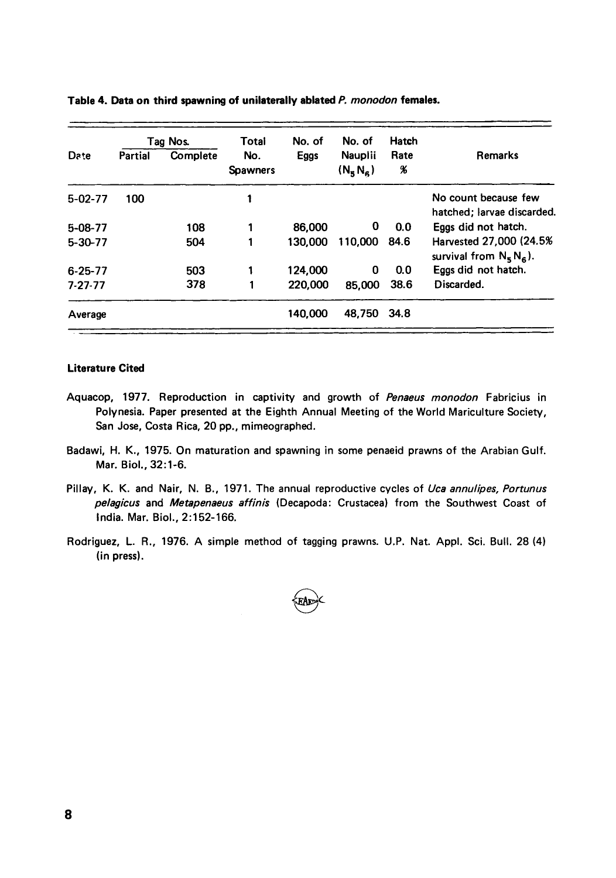**Table 4. Data on third spawning of unilaterally ablated *P. monodon* females.**

| Date | Tag Nos. | | Total No. Spawners | No. of Eggs | No. of Nauplii ($N_5 N_6$) | Hatch Rate % | Remarks |
|---|---|---|---|---|---|---|---|
| | Partial | Complete | | | | | |
| 5-02-77 | 100 | | 1 | | | | No count because few hatched; larvae discarded. |
| 5-08-77 | | 108 | 1 | 86,000 | 0 | 0.0 | Eggs did not hatch. |
| 5-30-77 | | 504 | 1 | 130,000 | 110,000 | 84.6 | Harvested 27,000 (24.5% survival from $N_5 N_6$). |
| 6-25-77 | | 503 | 1 | 124,000 | 0 | 0.0 | Eggs did not hatch. |
| 7-27-77 | | 378 | 1 | 220,000 | 85,000 | 38.6 | Discarded. |
| Average | | | | 140,000 | 48,750 | 34.8 | |

### Literature Cited

Aquacop, 1977. Reproduction in captivity and growth of *Penaeus monodon* Fabricius in Polynesia. Paper presented at the Eighth Annual Meeting of the World Mariculture Society, San Jose, Costa Rica, 20 pp., mimeographed.

Badawi, H. K., 1975. On maturation and spawning in some penaeid prawns of the Arabian Gulf. Mar. Biol., 32:1-6.

Pillay, K. K. and Nair, N. B., 1971. The annual reproductive cycles of *Uca annulipes, Portunus pelagicus* and *Metapenaeus affinis* (Decapoda: Crustacea) from the Southwest Coast of India. Mar. Biol., 2:152-166.

Rodriguez, L. R., 1976. A simple method of tagging prawns. U.P. Nat. Appl. Sci. Bull. 28 (4) (in press).